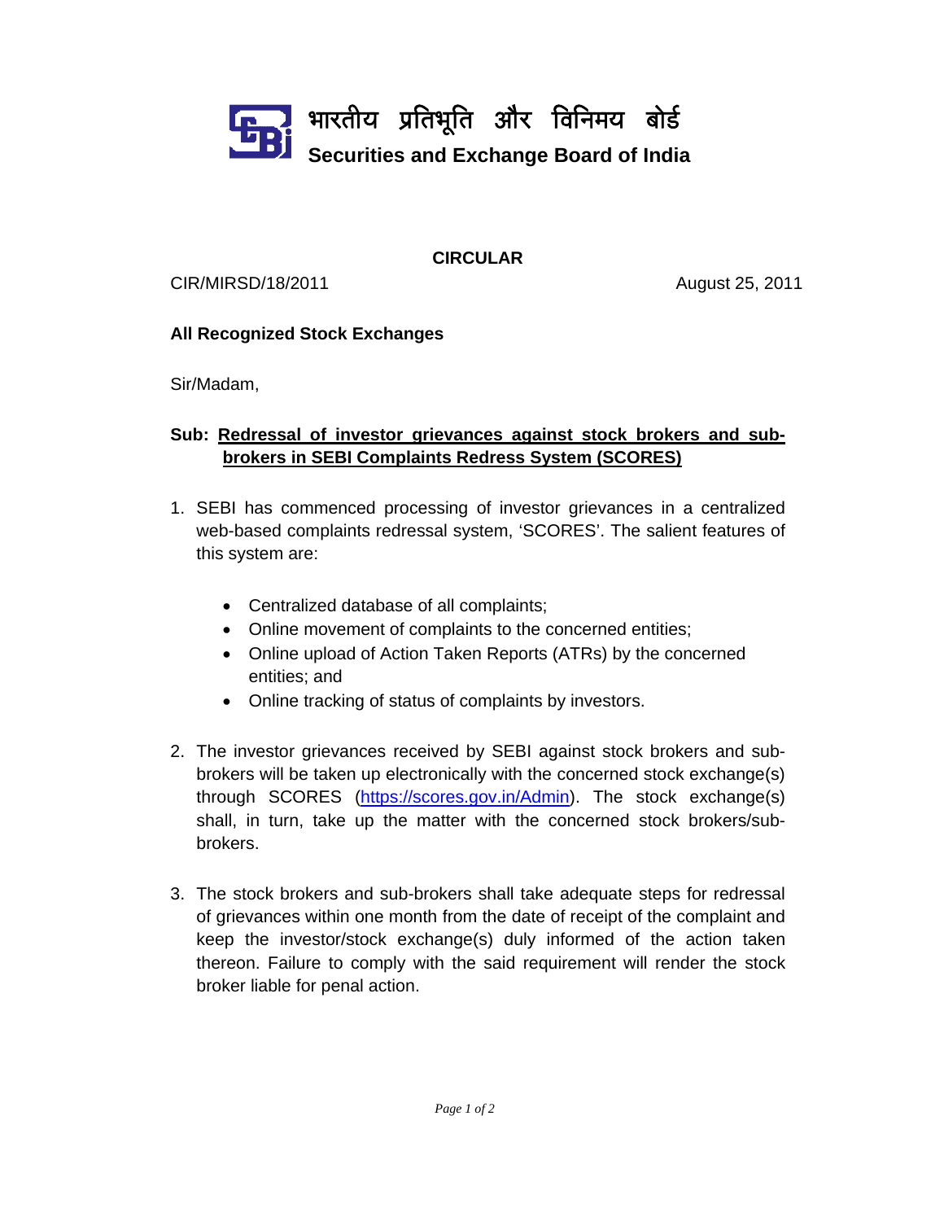भारतीय प्रतिभूति और विनिमय बोर्ड

**Securities and Exchange Board of India**

## CIRCULAR

CIR/MIRSD/18/2011 August 25, 2011

**All Recognized Stock Exchanges**

Sir/Madam,

**Sub: Redressal of investor grievances against stock brokers and sub-brokers in SEBI Complaints Redress System (SCORES)**

1. SEBI has commenced processing of investor grievances in a centralized web-based complaints redressal system, 'SCORES'. The salient features of this system are:

   - Centralized database of all complaints;
   - Online movement of complaints to the concerned entities;
   - Online upload of Action Taken Reports (ATRs) by the concerned entities; and
   - Online tracking of status of complaints by investors.

2. The investor grievances received by SEBI against stock brokers and sub-brokers will be taken up electronically with the concerned stock exchange(s) through SCORES (https://scores.gov.in/Admin). The stock exchange(s) shall, in turn, take up the matter with the concerned stock brokers/sub-brokers.

3. The stock brokers and sub-brokers shall take adequate steps for redressal of grievances within one month from the date of receipt of the complaint and keep the investor/stock exchange(s) duly informed of the action taken thereon. Failure to comply with the said requirement will render the stock broker liable for penal action.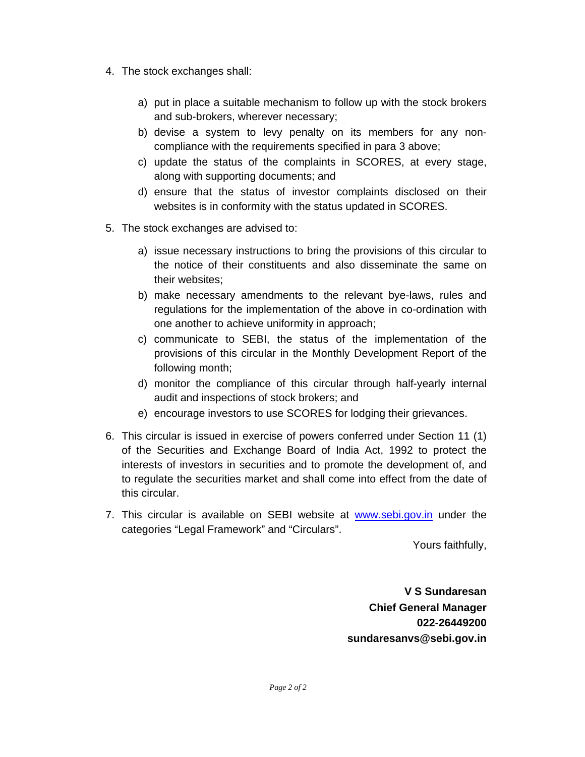4. The stock exchanges shall:

    a) put in place a suitable mechanism to follow up with the stock brokers and sub-brokers, wherever necessary;
    b) devise a system to levy penalty on its members for any non-compliance with the requirements specified in para 3 above;
    c) update the status of the complaints in SCORES, at every stage, along with supporting documents; and
    d) ensure that the status of investor complaints disclosed on their websites is in conformity with the status updated in SCORES.

5. The stock exchanges are advised to:

    a) issue necessary instructions to bring the provisions of this circular to the notice of their constituents and also disseminate the same on their websites;
    b) make necessary amendments to the relevant bye-laws, rules and regulations for the implementation of the above in co-ordination with one another to achieve uniformity in approach;
    c) communicate to SEBI, the status of the implementation of the provisions of this circular in the Monthly Development Report of the following month;
    d) monitor the compliance of this circular through half-yearly internal audit and inspections of stock brokers; and
    e) encourage investors to use SCORES for lodging their grievances.

6. This circular is issued in exercise of powers conferred under Section 11 (1) of the Securities and Exchange Board of India Act, 1992 to protect the interests of investors in securities and to promote the development of, and to regulate the securities market and shall come into effect from the date of this circular.

7. This circular is available on SEBI website at [www.sebi.gov.in](http://www.sebi.gov.in) under the categories “Legal Framework” and “Circulars”.

Yours faithfully,

**V S Sundaresan**
**Chief General Manager**
**022-26449200**
**sundaresanvs@sebi.gov.in**